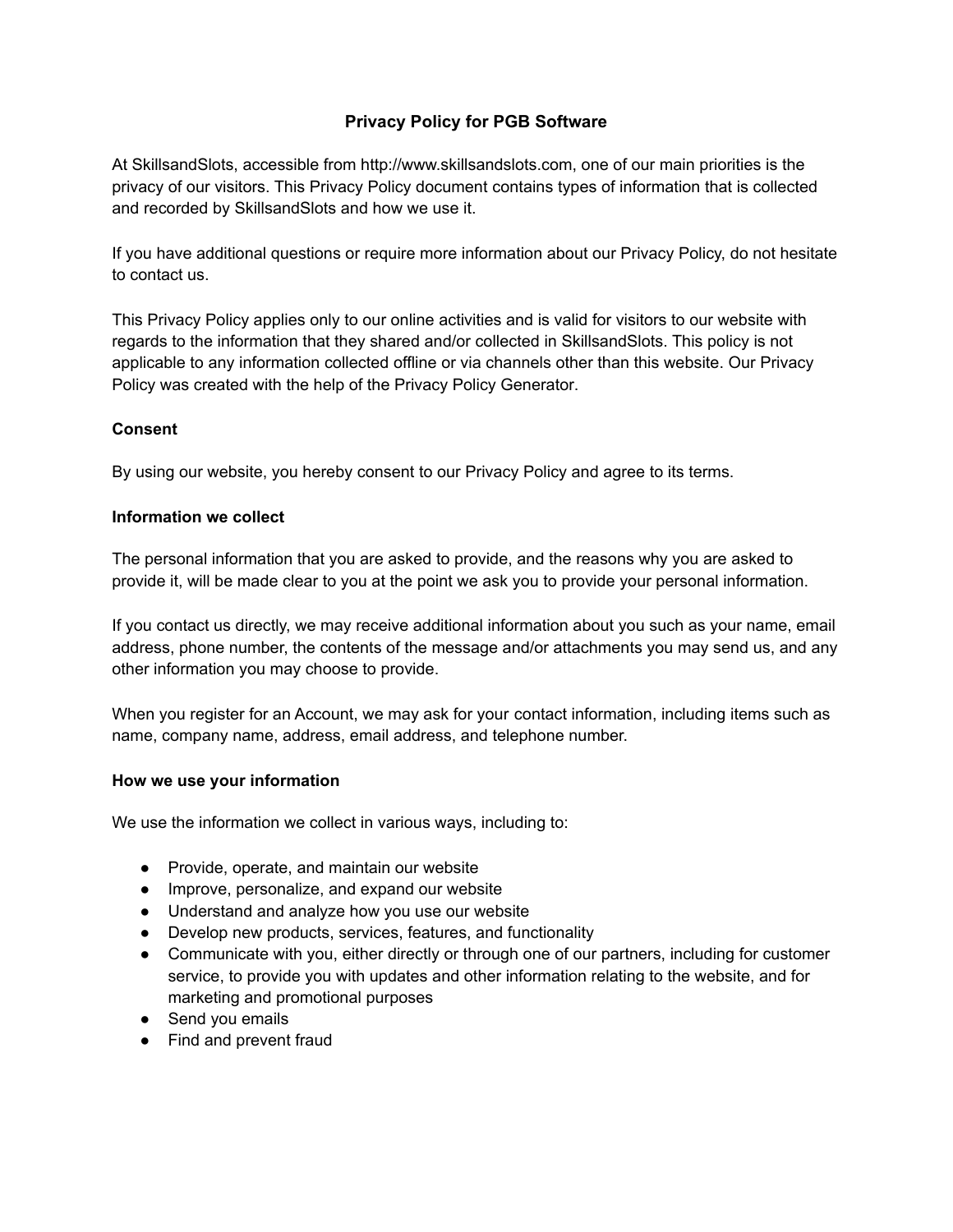# Privacy Policy for PGB Software

At SkillsandSlots, accessible from http://www.skillsandslots.com, one of our main priorities is the privacy of our visitors. This Privacy Policy document contains types of information that is collected and recorded by SkillsandSlots and how we use it.

If you have additional questions or require more information about our Privacy Policy, do not hesitate to contact us.

This Privacy Policy applies only to our online activities and is valid for visitors to our website with regards to the information that they shared and/or collected in SkillsandSlots. This policy is not applicable to any information collected offline or via channels other than this website. Our Privacy Policy was created with the help of the Privacy Policy Generator.

**Consent**

By using our website, you hereby consent to our Privacy Policy and agree to its terms.

**Information we collect**

The personal information that you are asked to provide, and the reasons why you are asked to provide it, will be made clear to you at the point we ask you to provide your personal information.

If you contact us directly, we may receive additional information about you such as your name, email address, phone number, the contents of the message and/or attachments you may send us, and any other information you may choose to provide.

When you register for an Account, we may ask for your contact information, including items such as name, company name, address, email address, and telephone number.

**How we use your information**

We use the information we collect in various ways, including to:

- Provide, operate, and maintain our website
- Improve, personalize, and expand our website
- Understand and analyze how you use our website
- Develop new products, services, features, and functionality
- Communicate with you, either directly or through one of our partners, including for customer service, to provide you with updates and other information relating to the website, and for marketing and promotional purposes
- Send you emails
- Find and prevent fraud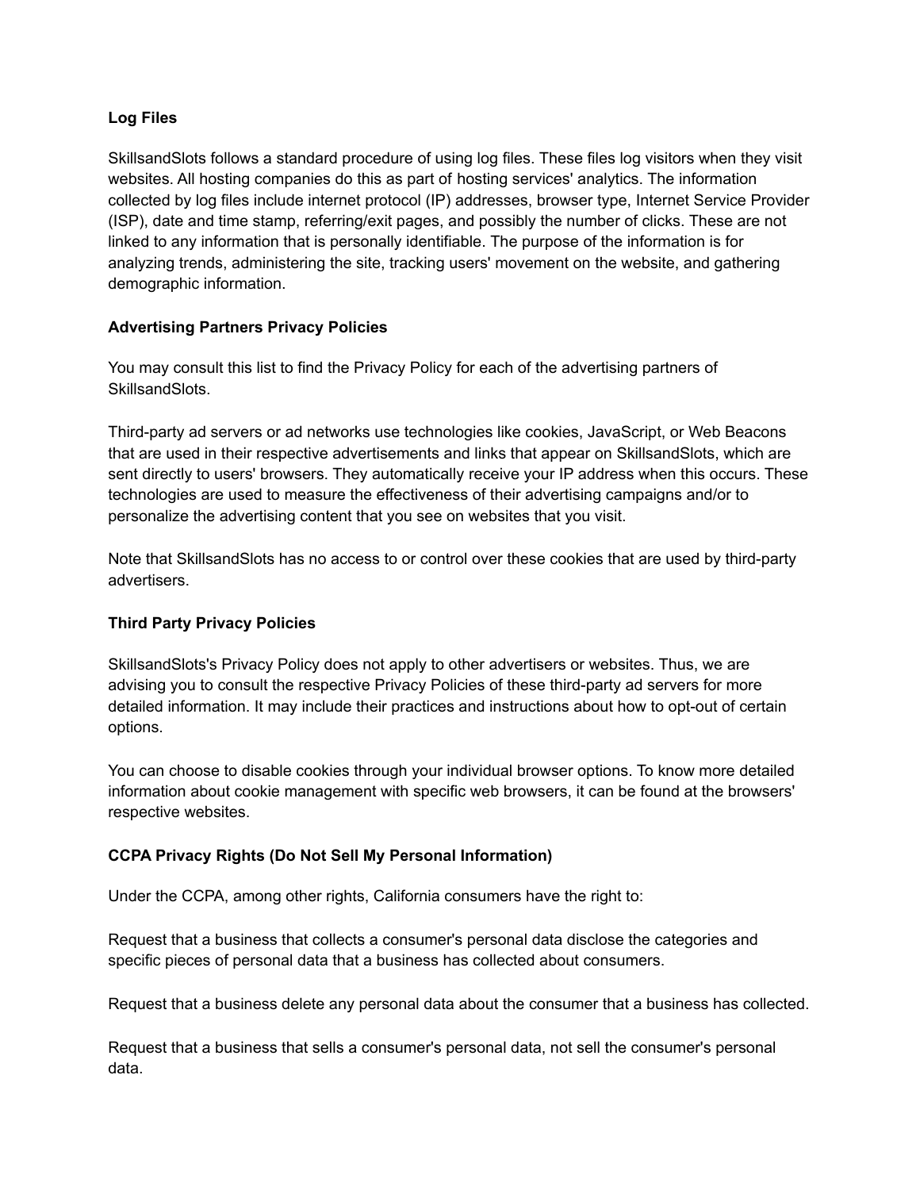**Log Files**

SkillsandSlots follows a standard procedure of using log files. These files log visitors when they visit websites. All hosting companies do this as part of hosting services' analytics. The information collected by log files include internet protocol (IP) addresses, browser type, Internet Service Provider (ISP), date and time stamp, referring/exit pages, and possibly the number of clicks. These are not linked to any information that is personally identifiable. The purpose of the information is for analyzing trends, administering the site, tracking users' movement on the website, and gathering demographic information.

**Advertising Partners Privacy Policies**

You may consult this list to find the Privacy Policy for each of the advertising partners of SkillsandSlots.

Third-party ad servers or ad networks use technologies like cookies, JavaScript, or Web Beacons that are used in their respective advertisements and links that appear on SkillsandSlots, which are sent directly to users' browsers. They automatically receive your IP address when this occurs. These technologies are used to measure the effectiveness of their advertising campaigns and/or to personalize the advertising content that you see on websites that you visit.

Note that SkillsandSlots has no access to or control over these cookies that are used by third-party advertisers.

**Third Party Privacy Policies**

SkillsandSlots's Privacy Policy does not apply to other advertisers or websites. Thus, we are advising you to consult the respective Privacy Policies of these third-party ad servers for more detailed information. It may include their practices and instructions about how to opt-out of certain options.

You can choose to disable cookies through your individual browser options. To know more detailed information about cookie management with specific web browsers, it can be found at the browsers' respective websites.

**CCPA Privacy Rights (Do Not Sell My Personal Information)**

Under the CCPA, among other rights, California consumers have the right to:

Request that a business that collects a consumer's personal data disclose the categories and specific pieces of personal data that a business has collected about consumers.

Request that a business delete any personal data about the consumer that a business has collected.

Request that a business that sells a consumer's personal data, not sell the consumer's personal data.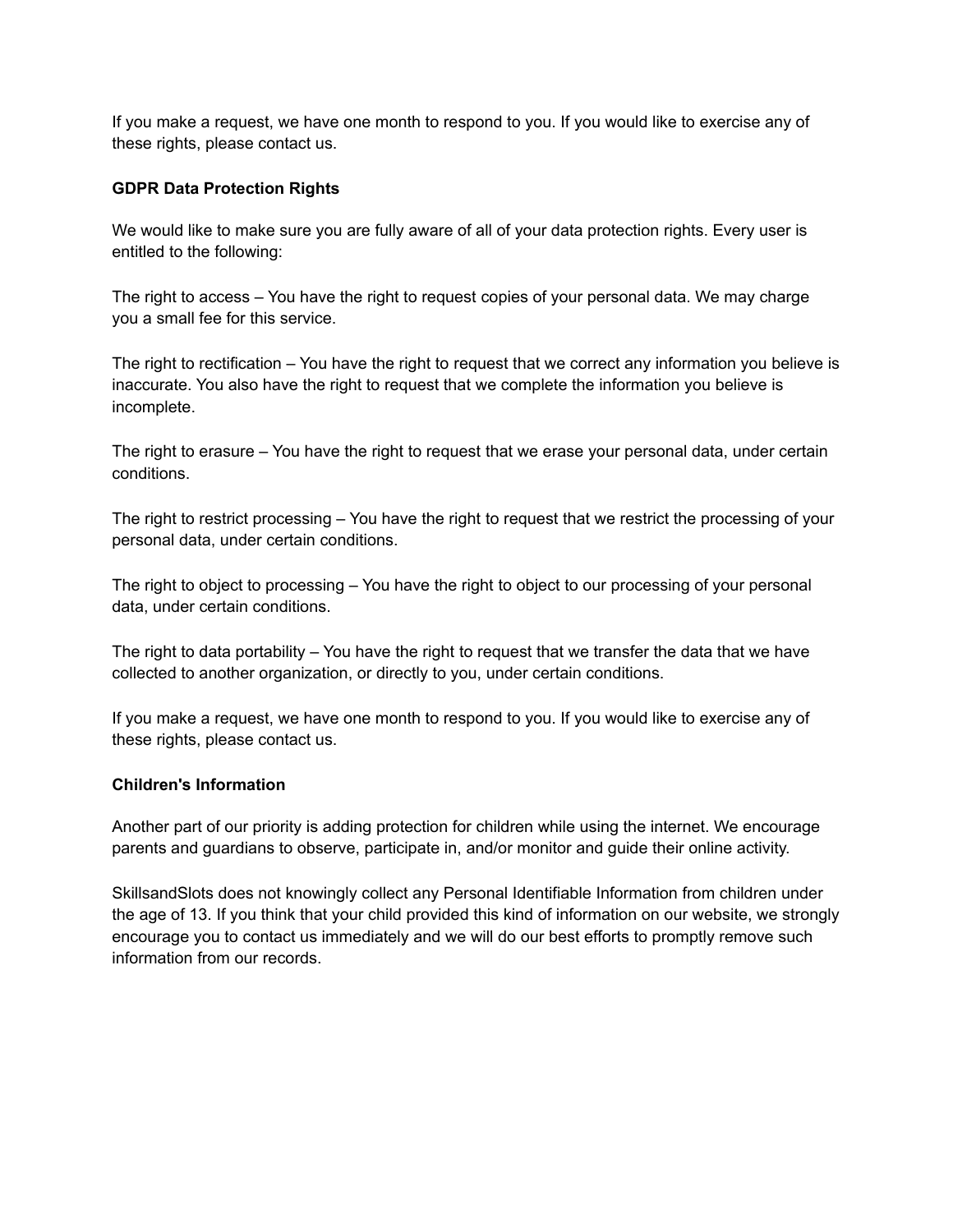If you make a request, we have one month to respond to you. If you would like to exercise any of these rights, please contact us.

**GDPR Data Protection Rights**

We would like to make sure you are fully aware of all of your data protection rights. Every user is entitled to the following:

The right to access – You have the right to request copies of your personal data. We may charge you a small fee for this service.

The right to rectification – You have the right to request that we correct any information you believe is inaccurate. You also have the right to request that we complete the information you believe is incomplete.

The right to erasure – You have the right to request that we erase your personal data, under certain conditions.

The right to restrict processing – You have the right to request that we restrict the processing of your personal data, under certain conditions.

The right to object to processing – You have the right to object to our processing of your personal data, under certain conditions.

The right to data portability – You have the right to request that we transfer the data that we have collected to another organization, or directly to you, under certain conditions.

If you make a request, we have one month to respond to you. If you would like to exercise any of these rights, please contact us.

**Children's Information**

Another part of our priority is adding protection for children while using the internet. We encourage parents and guardians to observe, participate in, and/or monitor and guide their online activity.

SkillsandSlots does not knowingly collect any Personal Identifiable Information from children under the age of 13. If you think that your child provided this kind of information on our website, we strongly encourage you to contact us immediately and we will do our best efforts to promptly remove such information from our records.